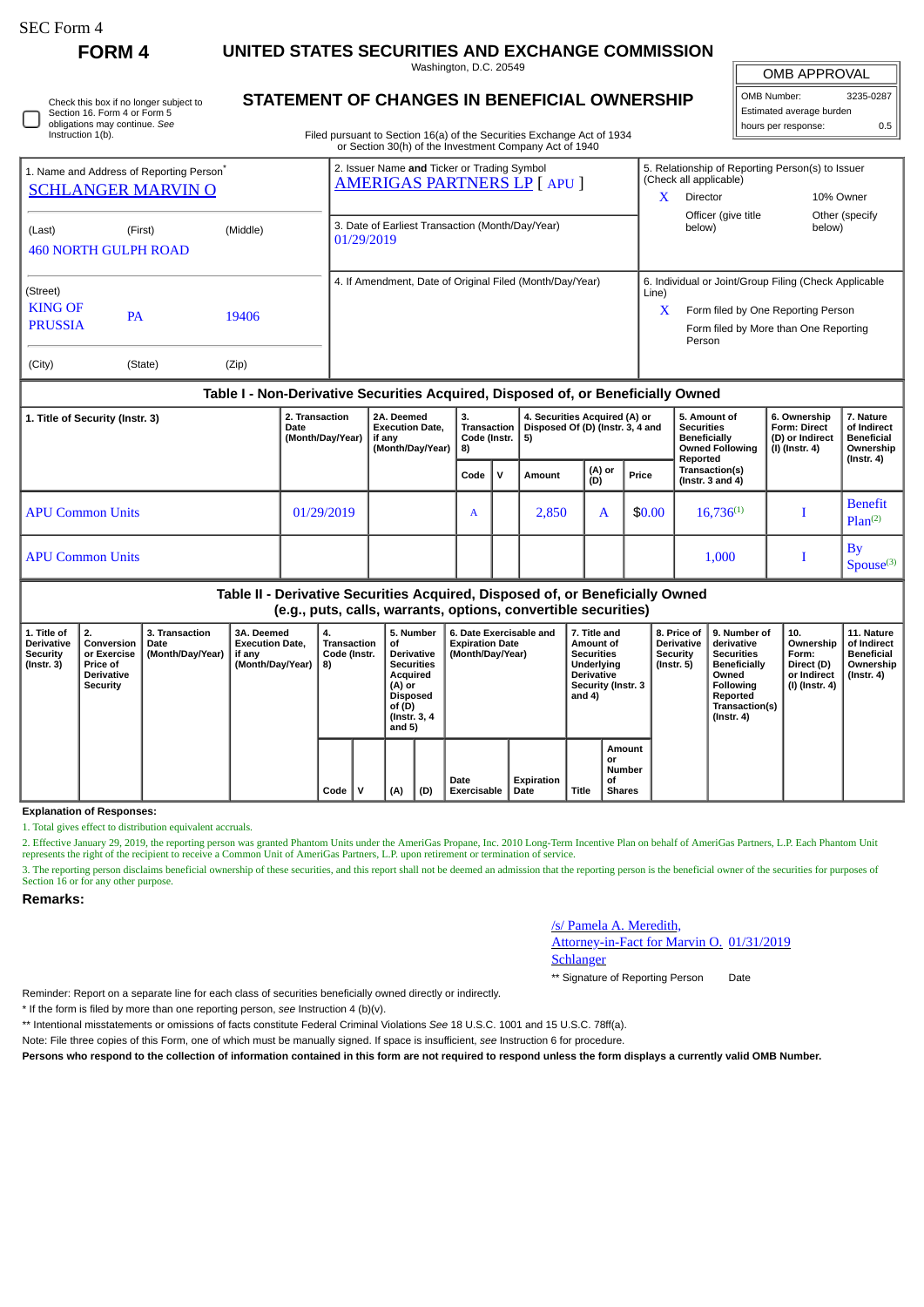SEC Form 4

**FORM 4**

# UNITED STATES SECURITIES AND EXCHANGE COMMISSION

Washington, D.C. 20549

## STATEMENT OF CHANGES IN BENEFICIAL OWNERSHIP

Filed pursuant to Section 16(a) of the Securities Exchange Act of 1934 or Section 30(h) of the Investment Company Act of 1940

| OMB APPROVAL | |
|---|---|
| OMB Number: | 3235-0287 |
| Estimated average burden | |
| hours per response: | 0.5 |

☐ Check this box if no longer subject to Section 16. Form 4 or Form 5 obligations may continue. *See* Instruction 1(b).

1. Name and Address of Reporting Person*
SCHLANGER MARVIN O

(Last) (First) (Middle)
460 NORTH GULPH ROAD

(Street)
KING OF PRUSSIA PA 19406

(City) (State) (Zip)

2. Issuer Name **and** Ticker or Trading Symbol
AMERIGAS PARTNERS LP [ APU ]

3. Date of Earliest Transaction (Month/Day/Year)
01/29/2019

4. If Amendment, Date of Original Filed (Month/Day/Year)

5. Relationship of Reporting Person(s) to Issuer (Check all applicable)
X Director
10% Owner
Officer (give title below)
Other (specify below)

6. Individual or Joint/Group Filing (Check Applicable Line)
X Form filed by One Reporting Person
Form filed by More than One Reporting Person

### Table I - Non-Derivative Securities Acquired, Disposed of, or Beneficially Owned

| 1. Title of Security (Instr. 3) | 2. Transaction Date (Month/Day/Year) | 2A. Deemed Execution Date, if any (Month/Day/Year) | 3. Transaction Code (Instr. 8) | | 4. Securities Acquired (A) or Disposed Of (D) (Instr. 3, 4 and 5) | | | 5. Amount of Securities Beneficially Owned Following Reported Transaction(s) (Instr. 3 and 4) | 6. Ownership Form: Direct (D) or Indirect (I) (Instr. 4) | 7. Nature of Indirect Beneficial Ownership (Instr. 4) |
|---|---|---|---|---|---|---|---|---|---|---|
| | | | Code | V | Amount | (A) or (D) | Price | | | |
| APU Common Units | 01/29/2019 | | A | | 2,850 | A | $0.00 | 16,736[1] | I | Benefit Plan[2] |
| APU Common Units | | | | | | | | 1,000 | I | By Spouse[3] |

### Table II - Derivative Securities Acquired, Disposed of, or Beneficially Owned (e.g., puts, calls, warrants, options, convertible securities)

| 1. Title of Derivative Security (Instr. 3) | 2. Conversion or Exercise Price of Derivative Security | 3. Transaction Date (Month/Day/Year) | 3A. Deemed Execution Date, if any (Month/Day/Year) | 4. Transaction Code (Instr. 8) | | 5. Number of Derivative Securities Acquired (A) or Disposed of (D) (Instr. 3, 4 and 5) | | 6. Date Exercisable and Expiration Date (Month/Day/Year) | | 7. Title and Amount of Securities Underlying Derivative Security (Instr. 3 and 4) | | 8. Price of Derivative Security (Instr. 5) | 9. Number of derivative Securities Beneficially Owned Following Reported Transaction(s) (Instr. 4) | 10. Ownership Form: Direct (D) or Indirect (I) (Instr. 4) | 11. Nature of Indirect Beneficial Ownership (Instr. 4) |
|---|---|---|---|---|---|---|---|---|---|---|---|---|---|---|---|
| | | | | Code | V | (A) | (D) | Date Exercisable | Expiration Date | Title | Amount or Number of Shares | | | | |

**Explanation of Responses:**

1. Total gives effect to distribution equivalent accruals.

2. Effective January 29, 2019, the reporting person was granted Phantom Units under the AmeriGas Propane, Inc. 2010 Long-Term Incentive Plan on behalf of AmeriGas Partners, L.P. Each Phantom Unit represents the right of the recipient to receive a Common Unit of AmeriGas Partners, L.P. upon retirement or termination of service.

3. The reporting person disclaims beneficial ownership of these securities, and this report shall not be deemed an admission that the reporting person is the beneficial owner of the securities for purposes of Section 16 or for any other purpose.

**Remarks:**

/s/ Pamela A. Meredith, Attorney-in-Fact for Marvin O. Schlanger — 01/31/2019

** Signature of Reporting Person — Date

Reminder: Report on a separate line for each class of securities beneficially owned directly or indirectly.

* If the form is filed by more than one reporting person, *see* Instruction 4 (b)(v).

** Intentional misstatements or omissions of facts constitute Federal Criminal Violations *See* 18 U.S.C. 1001 and 15 U.S.C. 78ff(a).

Note: File three copies of this Form, one of which must be manually signed. If space is insufficient, *see* Instruction 6 for procedure.

**Persons who respond to the collection of information contained in this form are not required to respond unless the form displays a currently valid OMB Number.**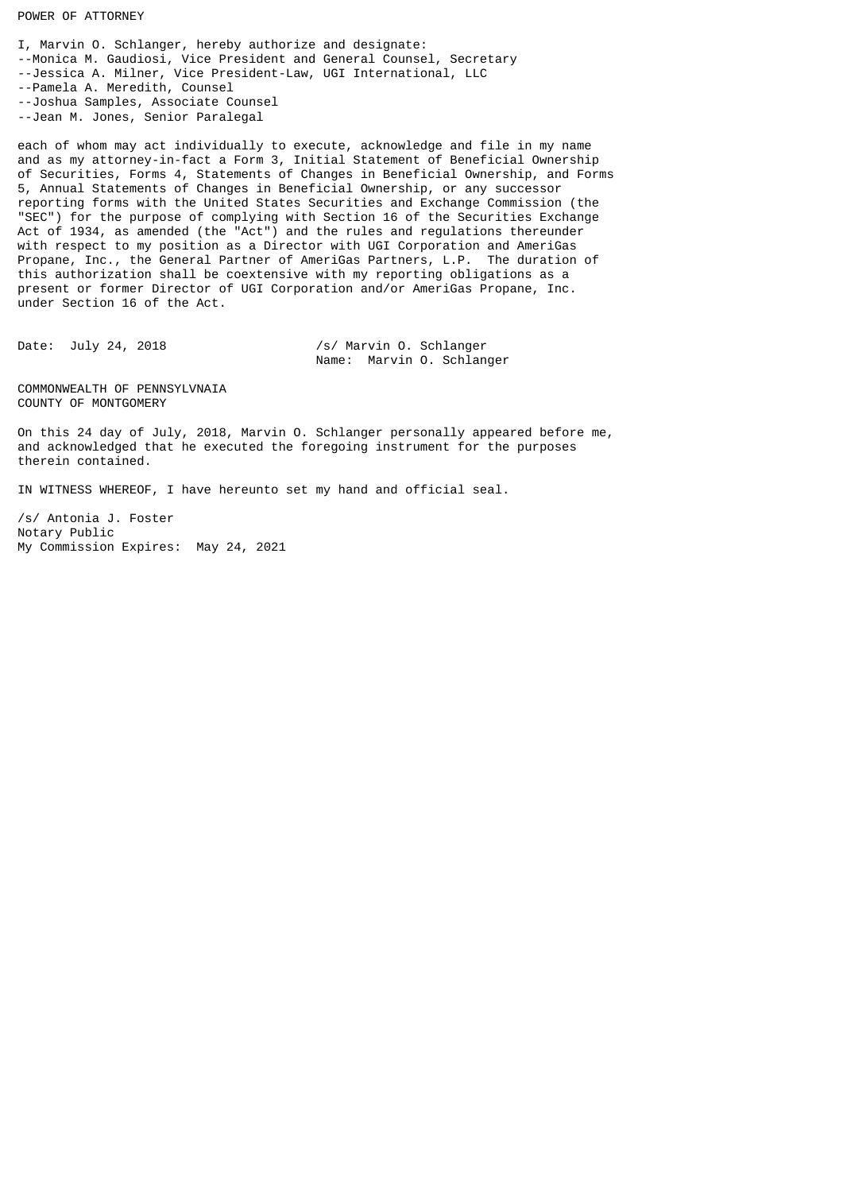POWER OF ATTORNEY

I, Marvin O. Schlanger, hereby authorize and designate:

--Monica M. Gaudiosi, Vice President and General Counsel, Secretary
--Jessica A. Milner, Vice President-Law, UGI International, LLC
--Pamela A. Meredith, Counsel
--Joshua Samples, Associate Counsel
--Jean M. Jones, Senior Paralegal

each of whom may act individually to execute, acknowledge and file in my name and as my attorney-in-fact a Form 3, Initial Statement of Beneficial Ownership of Securities, Forms 4, Statements of Changes in Beneficial Ownership, and Forms 5, Annual Statements of Changes in Beneficial Ownership, or any successor reporting forms with the United States Securities and Exchange Commission (the "SEC") for the purpose of complying with Section 16 of the Securities Exchange Act of 1934, as amended (the "Act") and the rules and regulations thereunder with respect to my position as a Director with UGI Corporation and AmeriGas Propane, Inc., the General Partner of AmeriGas Partners, L.P. The duration of this authorization shall be coextensive with my reporting obligations as a present or former Director of UGI Corporation and/or AmeriGas Propane, Inc. under Section 16 of the Act.

Date: July 24, 2018

/s/ Marvin O. Schlanger
Name: Marvin O. Schlanger

COMMONWEALTH OF PENNSYLVNAIA
COUNTY OF MONTGOMERY

On this 24 day of July, 2018, Marvin O. Schlanger personally appeared before me, and acknowledged that he executed the foregoing instrument for the purposes therein contained.

IN WITNESS WHEREOF, I have hereunto set my hand and official seal.

/s/ Antonia J. Foster
Notary Public
My Commission Expires: May 24, 2021